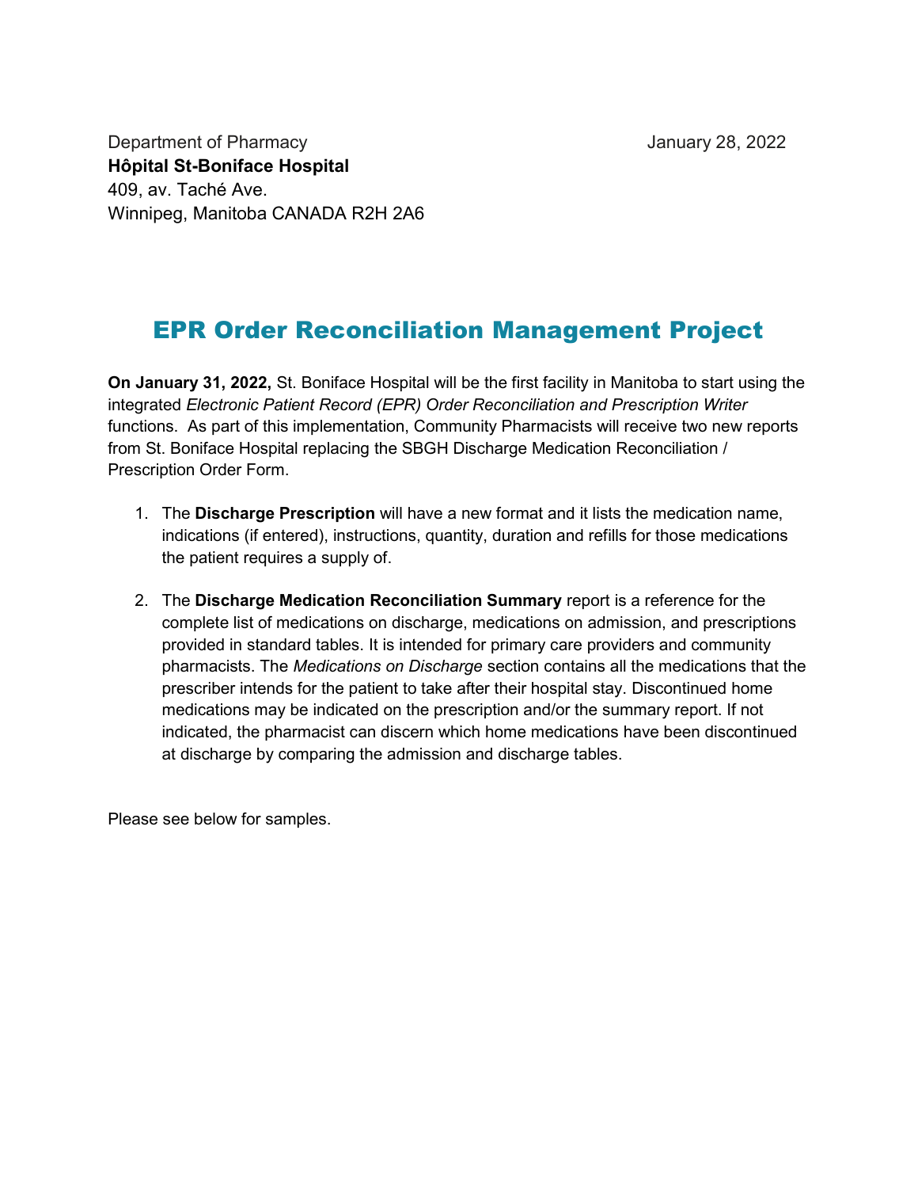Department of Pharmacy  
**Hôpital St-Boniface Hospital**  
409, av. Taché Ave.  
Winnipeg, Manitoba CANADA R2H 2A6

January 28, 2022

# EPR Order Reconciliation Management Project

**On January 31, 2022,** St. Boniface Hospital will be the first facility in Manitoba to start using the integrated *Electronic Patient Record (EPR) Order Reconciliation and Prescription Writer* functions. As part of this implementation, Community Pharmacists will receive two new reports from St. Boniface Hospital replacing the SBGH Discharge Medication Reconciliation / Prescription Order Form.

1. The **Discharge Prescription** will have a new format and it lists the medication name, indications (if entered), instructions, quantity, duration and refills for those medications the patient requires a supply of.

2. The **Discharge Medication Reconciliation Summary** report is a reference for the complete list of medications on discharge, medications on admission, and prescriptions provided in standard tables. It is intended for primary care providers and community pharmacists. The *Medications on Discharge* section contains all the medications that the prescriber intends for the patient to take after their hospital stay. Discontinued home medications may be indicated on the prescription and/or the summary report. If not indicated, the pharmacist can discern which home medications have been discontinued at discharge by comparing the admission and discharge tables.

Please see below for samples.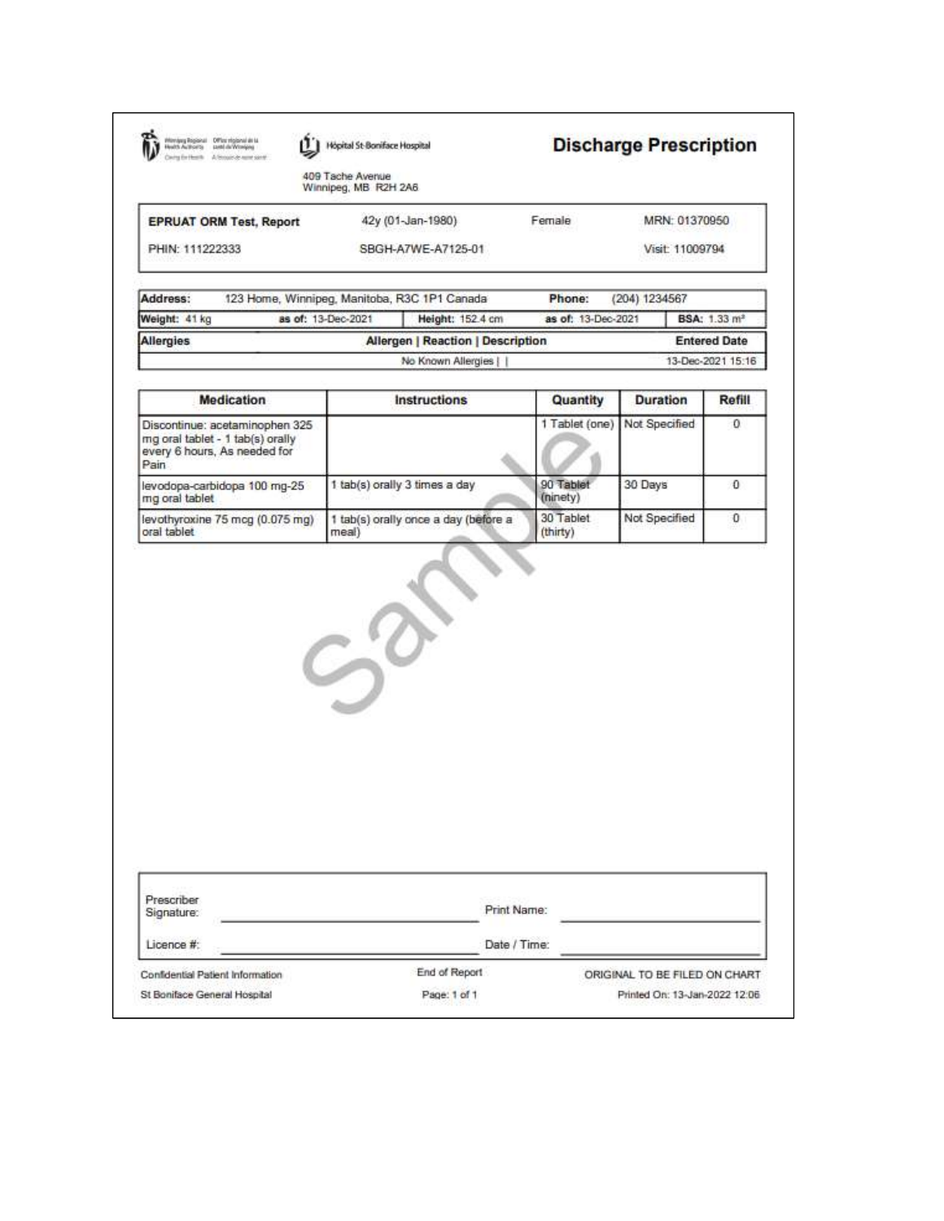Winnipeg Regional Health Authority | Office régional de la santé de Winnipeg
Caring for Health | À l'écoute de notre santé

Hôpital St-Boniface Hospital

409 Tache Avenue
Winnipeg, MB R2H 2A6

# Discharge Prescription

| **EPRUAT ORM Test, Report** | 42y (01-Jan-1980) | Female | MRN: 01370950 |
|---|---|---|---|
| PHIN: 111222333 | SBGH-A7WE-A7125-01 | | Visit: 11009794 |

| **Address:** 123 Home, Winnipeg, Manitoba, R3C 1P1 Canada | | **Phone:** (204) 1234567 | |
|---|---|---|---|
| **Weight:** 41 kg **as of:** 13-Dec-2021 | **Height:** 152.4 cm | **as of:** 13-Dec-2021 | **BSA:** 1.33 m² |

| Allergies | Allergen \| Reaction \| Description | Entered Date |
|---|---|---|
| | No Known Allergies \| \| | 13-Dec-2021 15:16 |

| Medication | Instructions | Quantity | Duration | Refill |
|---|---|---|---|---|
| Discontinue: acetaminophen 325 mg oral tablet - 1 tab(s) orally every 6 hours, As needed for Pain | | 1 Tablet (one) | Not Specified | 0 |
| levodopa-carbidopa 100 mg-25 mg oral tablet | 1 tab(s) orally 3 times a day | 90 Tablet (ninety) | 30 Days | 0 |
| levothyroxine 75 mcg (0.075 mg) oral tablet | 1 tab(s) orally once a day (before a meal) | 30 Tablet (thirty) | Not Specified | 0 |

Sample

| | | | |
|---|---|---|---|
| Prescriber Signature: | ______________________ | Print Name: | ______________________ |
| Licence #: | ______________________ | Date / Time: | ______________________ |

Confidential Patient Information | End of Report | ORIGINAL TO BE FILED ON CHART

St Boniface General Hospital | Page: 1 of 1 | Printed On: 13-Jan-2022 12:06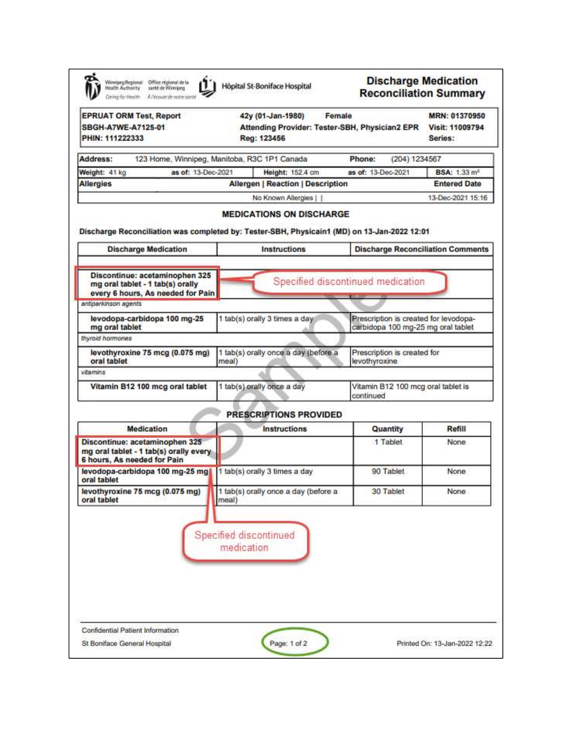# Discharge Medication Reconciliation Summary

Winnipeg Regional Health Authority | Office régional de la santé de Winnipeg
Caring for Health | À l'écoute de notre santé

Hôpital St-Boniface Hospital

| | | |
|---|---|---|
| **EPRUAT ORM Test, Report** | **42y (01-Jan-1980)** **Female** | **MRN: 01370950** |
| **SBGH-A7WE-A7125-01** | **Attending Provider: Tester-SBH, Physician2 EPR** | **Visit: 11009794** |
| **PHIN: 111222333** | **Reg: 123456** | **Series:** |

| | | | | |
|---|---|---|---|---|
| **Address:** | 123 Home, Winnipeg, Manitoba, R3C 1P1 Canada | | **Phone:** | (204) 1234567 |
| **Weight:** 41 kg | **as of:** 13-Dec-2021 | **Height:** 152.4 cm | **as of:** 13-Dec-2021 | **BSA:** 1.33 m² |

| Allergies | Allergen \| Reaction \| Description | Entered Date |
|---|---|---|
| | No Known Allergies \| \| | 13-Dec-2021 15:16 |

## MEDICATIONS ON DISCHARGE

**Discharge Reconciliation was completed by: Tester-SBH, Physicain1 (MD) on 13-Jan-2022 12:01**

| Discharge Medication | Instructions | Discharge Reconciliation Comments |
|---|---|---|
| **Discontinue: acetaminophen 325 mg oral tablet - 1 tab(s) orally every 6 hours, As needed for Pain** | | |
| *antiparkinson agents* | | |
| **levodopa-carbidopa 100 mg-25 mg oral tablet** | 1 tab(s) orally 3 times a day | Prescription is created for levodopa-carbidopa 100 mg-25 mg oral tablet |
| *thyroid hormones* | | |
| **levothyroxine 75 mcg (0.075 mg) oral tablet** | 1 tab(s) orally once a day (before a meal) | Prescription is created for levothyroxine |
| *vitamins* | | |
| **Vitamin B12 100 mcg oral tablet** | 1 tab(s) orally once a day | Vitamin B12 100 mcg oral tablet is continued |

Specified discontinued medication

## PRESCRIPTIONS PROVIDED

| Medication | Instructions | Quantity | Refill |
|---|---|---|---|
| **Discontinue: acetaminophen 325 mg oral tablet - 1 tab(s) orally every 6 hours, As needed for Pain** | | 1 Tablet | None |
| **levodopa-carbidopa 100 mg-25 mg oral tablet** | 1 tab(s) orally 3 times a day | 90 Tablet | None |
| **levothyroxine 75 mcg (0.075 mg) oral tablet** | 1 tab(s) orally once a day (before a meal) | 30 Tablet | None |

Specified discontinued medication

Confidential Patient Information
St Boniface General Hospital | Page: 1 of 2 | Printed On: 13-Jan-2022 12:22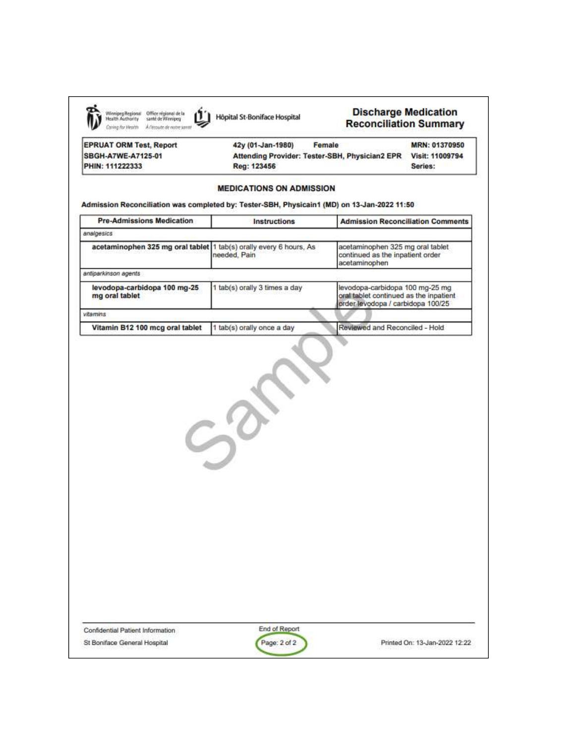Winnipeg Regional Health Authority — Office régional de la santé de Winnipeg
*Caring for Health — À l'écoute de notre santé*

Hôpital St-Boniface Hospital

# Discharge Medication Reconciliation Summary

| | | |
|---|---|---|
| **EPRUAT ORM Test, Report** | **42y (01-Jan-1980) Female** | **MRN: 01370950** |
| **SBGH-A7WE-A7125-01** | **Attending Provider: Tester-SBH, Physician2 EPR** | **Visit: 11009794** |
| **PHIN: 111222333** | **Reg: 123456** | **Series:** |

## MEDICATIONS ON ADMISSION

**Admission Reconciliation was completed by: Tester-SBH, Physicain1 (MD) on 13-Jan-2022 11:50**

| Pre-Admissions Medication | Instructions | Admission Reconciliation Comments |
|---|---|---|
| *analgesics* | | |
| **acetaminophen 325 mg oral tablet** | 1 tab(s) orally every 6 hours, As needed, Pain | acetaminophen 325 mg oral tablet continued as the inpatient order acetaminophen |
| *antiparkinson agents* | | |
| **levodopa-carbidopa 100 mg-25 mg oral tablet** | 1 tab(s) orally 3 times a day | levodopa-carbidopa 100 mg-25 mg oral tablet continued as the inpatient order levodopa / carbidopa 100/25 |
| *vitamins* | | |
| **Vitamin B12 100 mcg oral tablet** | 1 tab(s) orally once a day | Reviewed and Reconciled - Hold |

Sample

Confidential Patient Information

St Boniface General Hospital

End of Report

Printed On: 13-Jan-2022 12:22